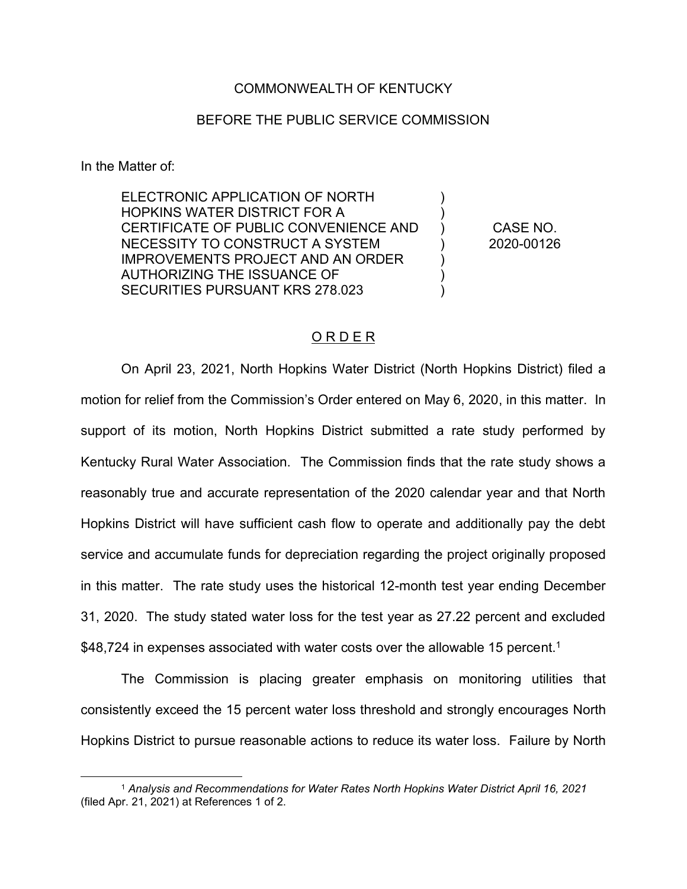COMMONWEALTH OF KENTUCKY

BEFORE THE PUBLIC SERVICE COMMISSION

In the Matter of:

| | | |
|---|---|---|
| ELECTRONIC APPLICATION OF NORTH HOPKINS WATER DISTRICT FOR A CERTIFICATE OF PUBLIC CONVENIENCE AND NECESSITY TO CONSTRUCT A SYSTEM IMPROVEMENTS PROJECT AND AN ORDER AUTHORIZING THE ISSUANCE OF SECURITIES PURSUANT KRS 278.023 | ) ) ) ) ) ) ) | CASE NO. 2020-00126 |

ORDER

On April 23, 2021, North Hopkins Water District (North Hopkins District) filed a motion for relief from the Commission's Order entered on May 6, 2020, in this matter. In support of its motion, North Hopkins District submitted a rate study performed by Kentucky Rural Water Association. The Commission finds that the rate study shows a reasonably true and accurate representation of the 2020 calendar year and that North Hopkins District will have sufficient cash flow to operate and additionally pay the debt service and accumulate funds for depreciation regarding the project originally proposed in this matter. The rate study uses the historical 12-month test year ending December 31, 2020. The study stated water loss for the test year as 27.22 percent and excluded $48,724 in expenses associated with water costs over the allowable 15 percent.[1]

The Commission is placing greater emphasis on monitoring utilities that consistently exceed the 15 percent water loss threshold and strongly encourages North Hopkins District to pursue reasonable actions to reduce its water loss. Failure by North

[1] *Analysis and Recommendations for Water Rates North Hopkins Water District April 16, 2021* (filed Apr. 21, 2021) at References 1 of 2.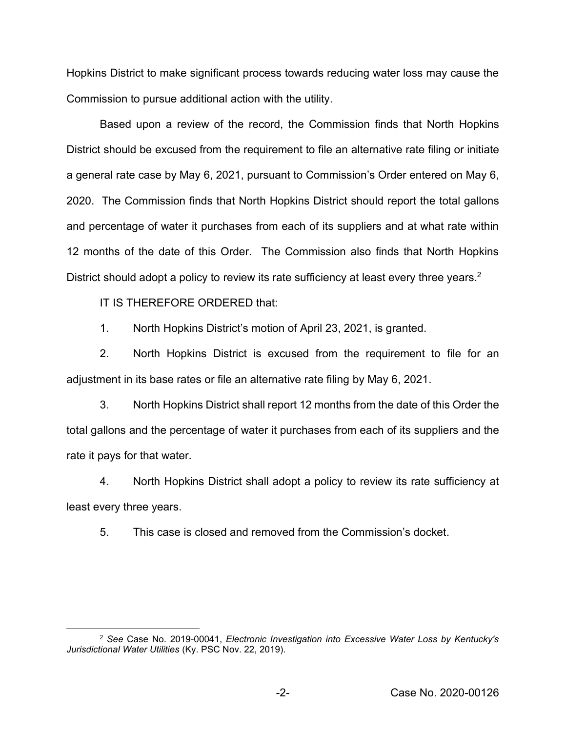Hopkins District to make significant process towards reducing water loss may cause the Commission to pursue additional action with the utility.

Based upon a review of the record, the Commission finds that North Hopkins District should be excused from the requirement to file an alternative rate filing or initiate a general rate case by May 6, 2021, pursuant to Commission's Order entered on May 6, 2020. The Commission finds that North Hopkins District should report the total gallons and percentage of water it purchases from each of its suppliers and at what rate within 12 months of the date of this Order. The Commission also finds that North Hopkins District should adopt a policy to review its rate sufficiency at least every three years.[2]

IT IS THEREFORE ORDERED that:

1. North Hopkins District's motion of April 23, 2021, is granted.

2. North Hopkins District is excused from the requirement to file for an adjustment in its base rates or file an alternative rate filing by May 6, 2021.

3. North Hopkins District shall report 12 months from the date of this Order the total gallons and the percentage of water it purchases from each of its suppliers and the rate it pays for that water.

4. North Hopkins District shall adopt a policy to review its rate sufficiency at least every three years.

5. This case is closed and removed from the Commission's docket.

---

[2] *See* Case No. 2019-00041, *Electronic Investigation into Excessive Water Loss by Kentucky's Jurisdictional Water Utilities* (Ky. PSC Nov. 22, 2019).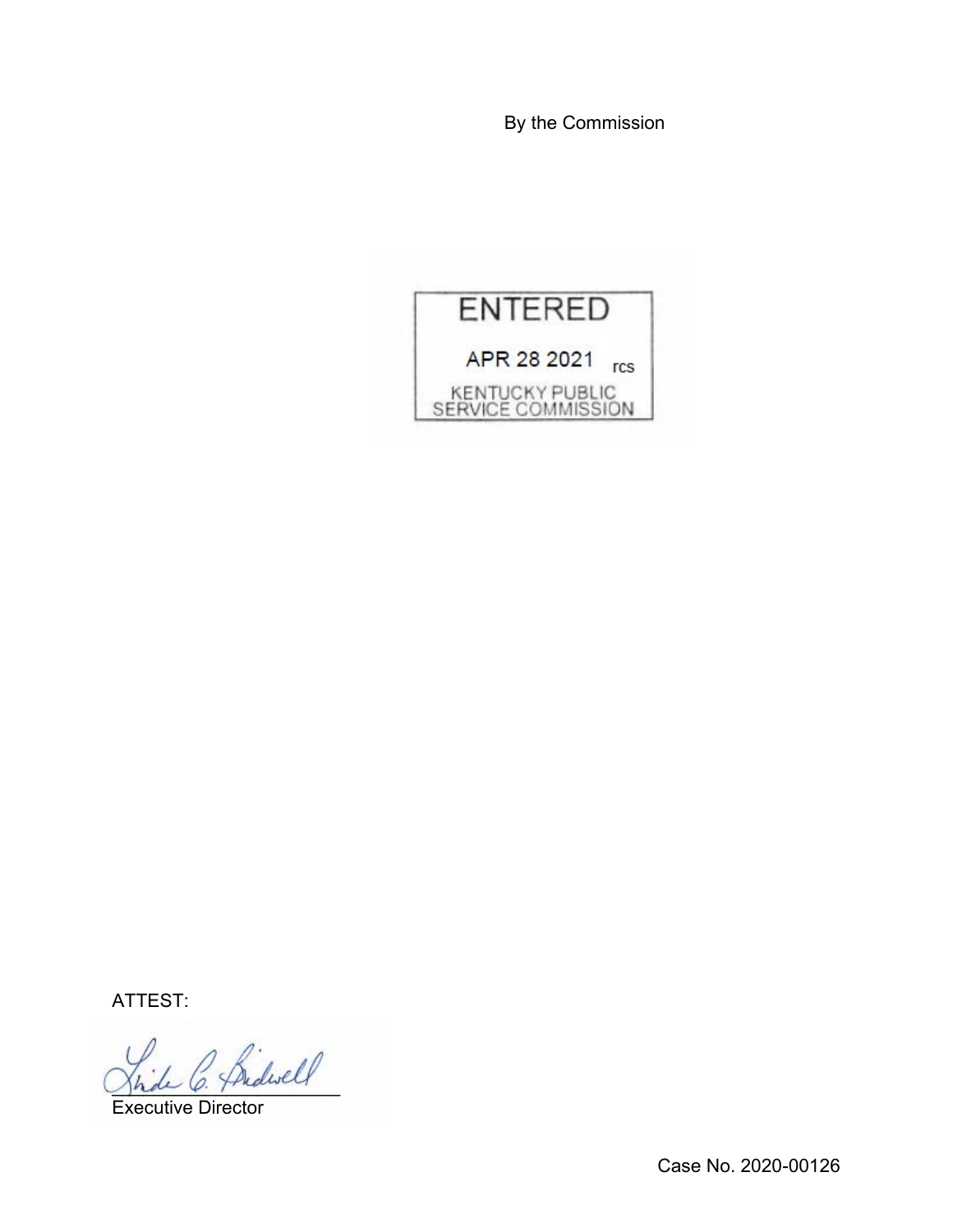By the Commission

ENTERED

APR 28 2021 rcs

KENTUCKY PUBLIC
SERVICE COMMISSION

ATTEST:

Executive Director

Case No. 2020-00126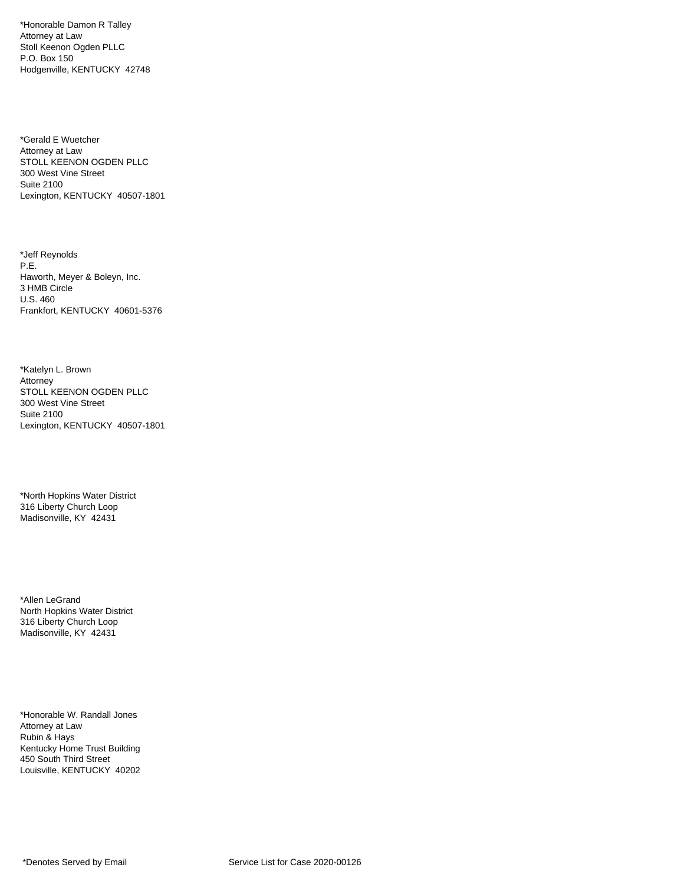*Honorable Damon R Talley
Attorney at Law
Stoll Keenon Ogden PLLC
P.O. Box 150
Hodgenville, KENTUCKY  42748

*Gerald E Wuetcher
Attorney at Law
STOLL KEENON OGDEN PLLC
300 West Vine Street
Suite 2100
Lexington, KENTUCKY  40507-1801

*Jeff Reynolds
P.E.
Haworth, Meyer & Boleyn, Inc.
3 HMB Circle
U.S. 460
Frankfort, KENTUCKY  40601-5376

*Katelyn L. Brown
Attorney
STOLL KEENON OGDEN PLLC
300 West Vine Street
Suite 2100
Lexington, KENTUCKY  40507-1801

*North Hopkins Water District
316 Liberty Church Loop
Madisonville, KY  42431

*Allen LeGrand
North Hopkins Water District
316 Liberty Church Loop
Madisonville, KY  42431

*Honorable W. Randall Jones
Attorney at Law
Rubin & Hays
Kentucky Home Trust Building
450 South Third Street
Louisville, KENTUCKY  40202

*Denotes Served by Email

Service List for Case 2020-00126